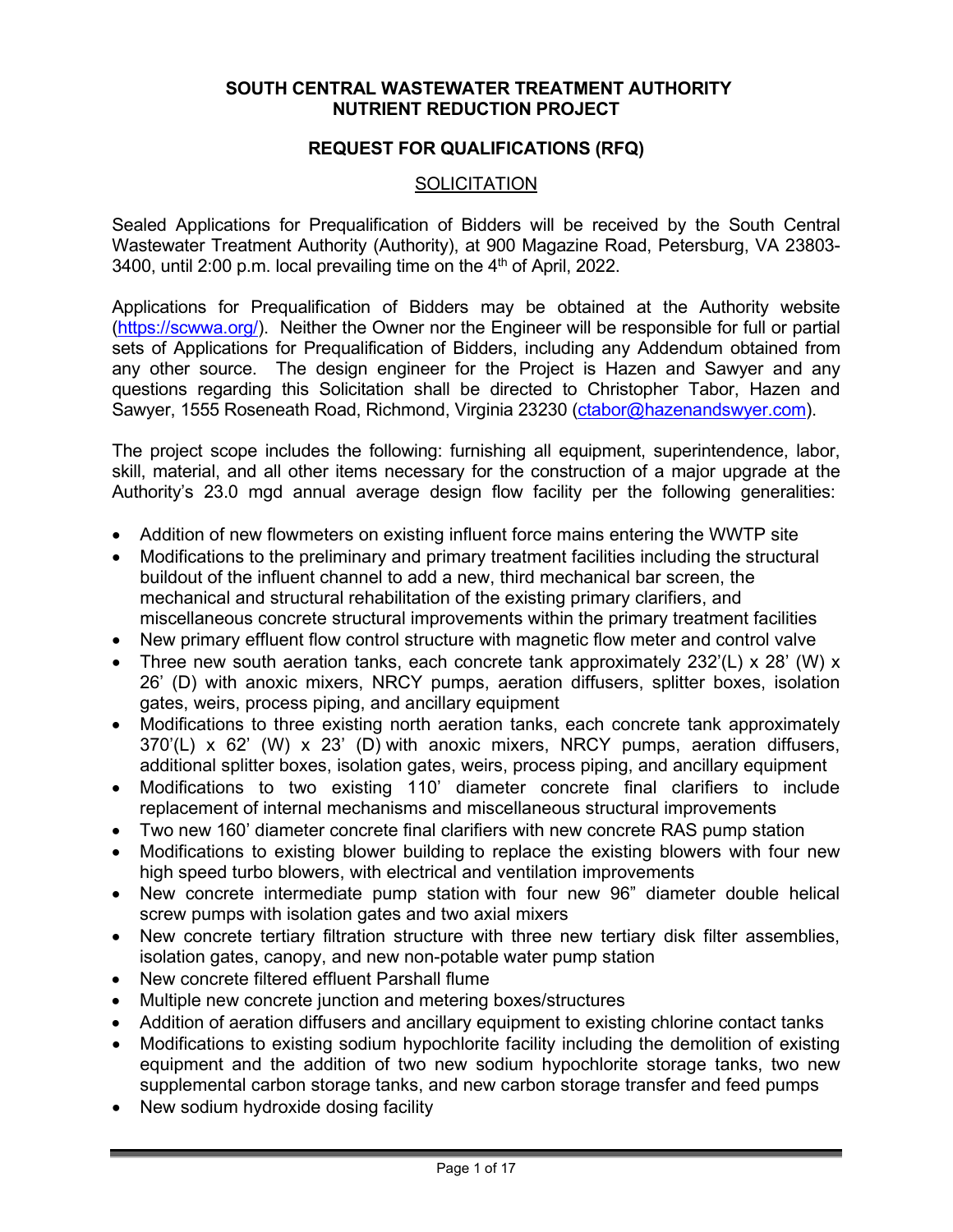# SOUTH CENTRAL WASTEWATER TREATMENT AUTHORITY
# NUTRIENT REDUCTION PROJECT

## REQUEST FOR QUALIFICATIONS (RFQ)

### SOLICITATION

Sealed Applications for Prequalification of Bidders will be received by the South Central Wastewater Treatment Authority (Authority), at 900 Magazine Road, Petersburg, VA 23803-3400, until 2:00 p.m. local prevailing time on the 4th of April, 2022.

Applications for Prequalification of Bidders may be obtained at the Authority website (https://scwwa.org/). Neither the Owner nor the Engineer will be responsible for full or partial sets of Applications for Prequalification of Bidders, including any Addendum obtained from any other source. The design engineer for the Project is Hazen and Sawyer and any questions regarding this Solicitation shall be directed to Christopher Tabor, Hazen and Sawyer, 1555 Roseneath Road, Richmond, Virginia 23230 (ctabor@hazenandswyer.com).

The project scope includes the following: furnishing all equipment, superintendence, labor, skill, material, and all other items necessary for the construction of a major upgrade at the Authority's 23.0 mgd annual average design flow facility per the following generalities:

- Addition of new flowmeters on existing influent force mains entering the WWTP site
- Modifications to the preliminary and primary treatment facilities including the structural buildout of the influent channel to add a new, third mechanical bar screen, the mechanical and structural rehabilitation of the existing primary clarifiers, and miscellaneous concrete structural improvements within the primary treatment facilities
- New primary effluent flow control structure with magnetic flow meter and control valve
- Three new south aeration tanks, each concrete tank approximately 232'(L) x 28' (W) x 26' (D) with anoxic mixers, NRCY pumps, aeration diffusers, splitter boxes, isolation gates, weirs, process piping, and ancillary equipment
- Modifications to three existing north aeration tanks, each concrete tank approximately 370'(L) x 62' (W) x 23' (D) with anoxic mixers, NRCY pumps, aeration diffusers, additional splitter boxes, isolation gates, weirs, process piping, and ancillary equipment
- Modifications to two existing 110' diameter concrete final clarifiers to include replacement of internal mechanisms and miscellaneous structural improvements
- Two new 160' diameter concrete final clarifiers with new concrete RAS pump station
- Modifications to existing blower building to replace the existing blowers with four new high speed turbo blowers, with electrical and ventilation improvements
- New concrete intermediate pump station with four new 96" diameter double helical screw pumps with isolation gates and two axial mixers
- New concrete tertiary filtration structure with three new tertiary disk filter assemblies, isolation gates, canopy, and new non-potable water pump station
- New concrete filtered effluent Parshall flume
- Multiple new concrete junction and metering boxes/structures
- Addition of aeration diffusers and ancillary equipment to existing chlorine contact tanks
- Modifications to existing sodium hypochlorite facility including the demolition of existing equipment and the addition of two new sodium hypochlorite storage tanks, two new supplemental carbon storage tanks, and new carbon storage transfer and feed pumps
- New sodium hydroxide dosing facility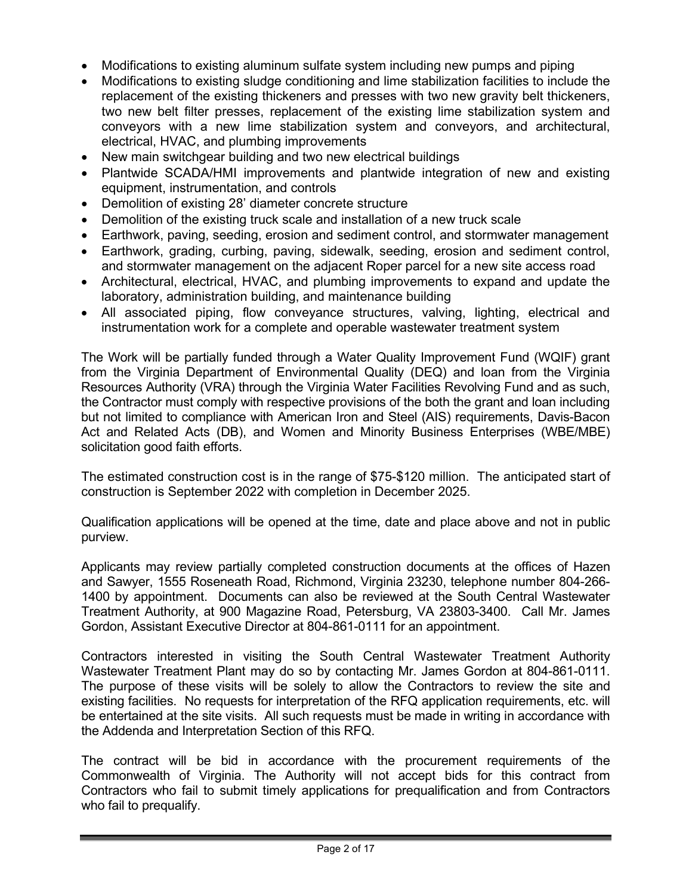- Modifications to existing aluminum sulfate system including new pumps and piping
- Modifications to existing sludge conditioning and lime stabilization facilities to include the replacement of the existing thickeners and presses with two new gravity belt thickeners, two new belt filter presses, replacement of the existing lime stabilization system and conveyors with a new lime stabilization system and conveyors, and architectural, electrical, HVAC, and plumbing improvements
- New main switchgear building and two new electrical buildings
- Plantwide SCADA/HMI improvements and plantwide integration of new and existing equipment, instrumentation, and controls
- Demolition of existing 28' diameter concrete structure
- Demolition of the existing truck scale and installation of a new truck scale
- Earthwork, paving, seeding, erosion and sediment control, and stormwater management
- Earthwork, grading, curbing, paving, sidewalk, seeding, erosion and sediment control, and stormwater management on the adjacent Roper parcel for a new site access road
- Architectural, electrical, HVAC, and plumbing improvements to expand and update the laboratory, administration building, and maintenance building
- All associated piping, flow conveyance structures, valving, lighting, electrical and instrumentation work for a complete and operable wastewater treatment system

The Work will be partially funded through a Water Quality Improvement Fund (WQIF) grant from the Virginia Department of Environmental Quality (DEQ) and loan from the Virginia Resources Authority (VRA) through the Virginia Water Facilities Revolving Fund and as such, the Contractor must comply with respective provisions of the both the grant and loan including but not limited to compliance with American Iron and Steel (AIS) requirements, Davis-Bacon Act and Related Acts (DB), and Women and Minority Business Enterprises (WBE/MBE) solicitation good faith efforts.

The estimated construction cost is in the range of $75-$120 million. The anticipated start of construction is September 2022 with completion in December 2025.

Qualification applications will be opened at the time, date and place above and not in public purview.

Applicants may review partially completed construction documents at the offices of Hazen and Sawyer, 1555 Roseneath Road, Richmond, Virginia 23230, telephone number 804-266-1400 by appointment. Documents can also be reviewed at the South Central Wastewater Treatment Authority, at 900 Magazine Road, Petersburg, VA 23803-3400. Call Mr. James Gordon, Assistant Executive Director at 804-861-0111 for an appointment.

Contractors interested in visiting the South Central Wastewater Treatment Authority Wastewater Treatment Plant may do so by contacting Mr. James Gordon at 804-861-0111. The purpose of these visits will be solely to allow the Contractors to review the site and existing facilities. No requests for interpretation of the RFQ application requirements, etc. will be entertained at the site visits. All such requests must be made in writing in accordance with the Addenda and Interpretation Section of this RFQ.

The contract will be bid in accordance with the procurement requirements of the Commonwealth of Virginia. The Authority will not accept bids for this contract from Contractors who fail to submit timely applications for prequalification and from Contractors who fail to prequalify.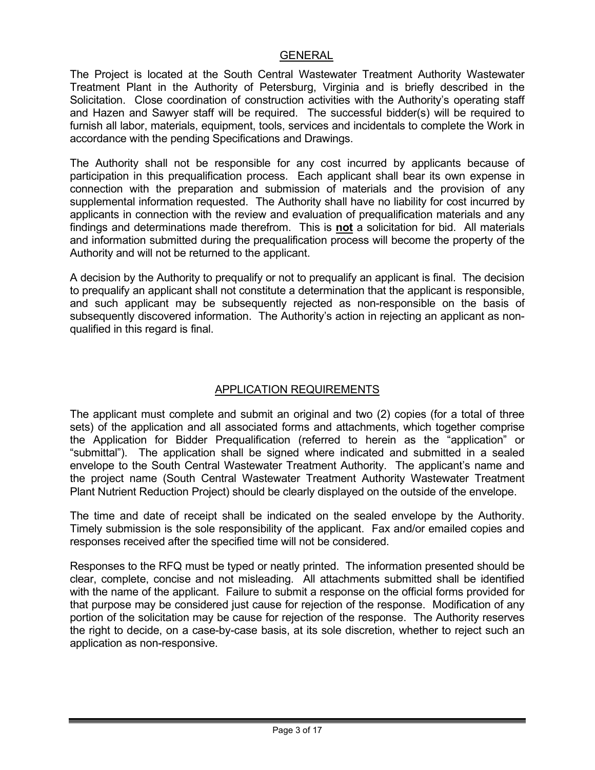## GENERAL

The Project is located at the South Central Wastewater Treatment Authority Wastewater Treatment Plant in the Authority of Petersburg, Virginia and is briefly described in the Solicitation. Close coordination of construction activities with the Authority's operating staff and Hazen and Sawyer staff will be required. The successful bidder(s) will be required to furnish all labor, materials, equipment, tools, services and incidentals to complete the Work in accordance with the pending Specifications and Drawings.

The Authority shall not be responsible for any cost incurred by applicants because of participation in this prequalification process. Each applicant shall bear its own expense in connection with the preparation and submission of materials and the provision of any supplemental information requested. The Authority shall have no liability for cost incurred by applicants in connection with the review and evaluation of prequalification materials and any findings and determinations made therefrom. This is **not** a solicitation for bid. All materials and information submitted during the prequalification process will become the property of the Authority and will not be returned to the applicant.

A decision by the Authority to prequalify or not to prequalify an applicant is final. The decision to prequalify an applicant shall not constitute a determination that the applicant is responsible, and such applicant may be subsequently rejected as non-responsible on the basis of subsequently discovered information. The Authority's action in rejecting an applicant as non-qualified in this regard is final.

## APPLICATION REQUIREMENTS

The applicant must complete and submit an original and two (2) copies (for a total of three sets) of the application and all associated forms and attachments, which together comprise the Application for Bidder Prequalification (referred to herein as the "application" or "submittal"). The application shall be signed where indicated and submitted in a sealed envelope to the South Central Wastewater Treatment Authority. The applicant's name and the project name (South Central Wastewater Treatment Authority Wastewater Treatment Plant Nutrient Reduction Project) should be clearly displayed on the outside of the envelope.

The time and date of receipt shall be indicated on the sealed envelope by the Authority. Timely submission is the sole responsibility of the applicant. Fax and/or emailed copies and responses received after the specified time will not be considered.

Responses to the RFQ must be typed or neatly printed. The information presented should be clear, complete, concise and not misleading. All attachments submitted shall be identified with the name of the applicant. Failure to submit a response on the official forms provided for that purpose may be considered just cause for rejection of the response. Modification of any portion of the solicitation may be cause for rejection of the response. The Authority reserves the right to decide, on a case-by-case basis, at its sole discretion, whether to reject such an application as non-responsive.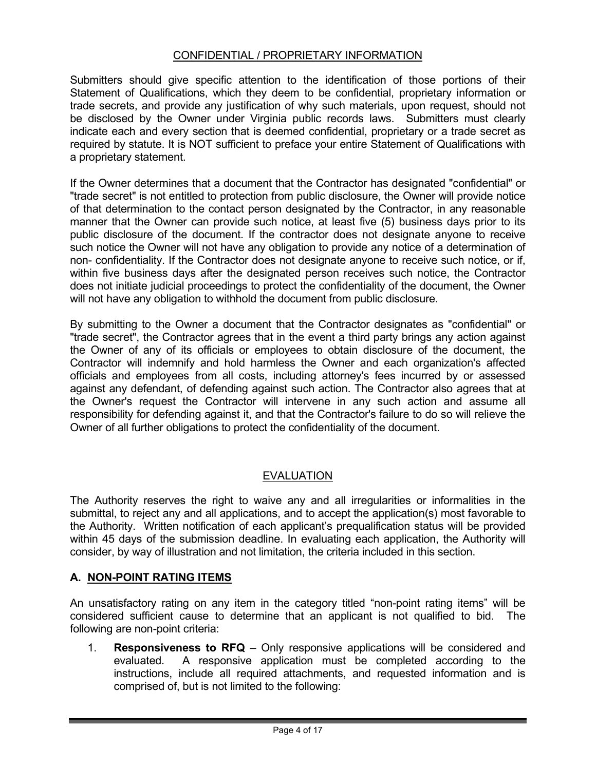## CONFIDENTIAL / PROPRIETARY INFORMATION

Submitters should give specific attention to the identification of those portions of their Statement of Qualifications, which they deem to be confidential, proprietary information or trade secrets, and provide any justification of why such materials, upon request, should not be disclosed by the Owner under Virginia public records laws. Submitters must clearly indicate each and every section that is deemed confidential, proprietary or a trade secret as required by statute. It is NOT sufficient to preface your entire Statement of Qualifications with a proprietary statement.

If the Owner determines that a document that the Contractor has designated "confidential" or "trade secret" is not entitled to protection from public disclosure, the Owner will provide notice of that determination to the contact person designated by the Contractor, in any reasonable manner that the Owner can provide such notice, at least five (5) business days prior to its public disclosure of the document. If the contractor does not designate anyone to receive such notice the Owner will not have any obligation to provide any notice of a determination of non- confidentiality. If the Contractor does not designate anyone to receive such notice, or if, within five business days after the designated person receives such notice, the Contractor does not initiate judicial proceedings to protect the confidentiality of the document, the Owner will not have any obligation to withhold the document from public disclosure.

By submitting to the Owner a document that the Contractor designates as "confidential" or "trade secret", the Contractor agrees that in the event a third party brings any action against the Owner of any of its officials or employees to obtain disclosure of the document, the Contractor will indemnify and hold harmless the Owner and each organization's affected officials and employees from all costs, including attorney's fees incurred by or assessed against any defendant, of defending against such action. The Contractor also agrees that at the Owner's request the Contractor will intervene in any such action and assume all responsibility for defending against it, and that the Contractor's failure to do so will relieve the Owner of all further obligations to protect the confidentiality of the document.

## EVALUATION

The Authority reserves the right to waive any and all irregularities or informalities in the submittal, to reject any and all applications, and to accept the application(s) most favorable to the Authority. Written notification of each applicant's prequalification status will be provided within 45 days of the submission deadline. In evaluating each application, the Authority will consider, by way of illustration and not limitation, the criteria included in this section.

### A. NON-POINT RATING ITEMS

An unsatisfactory rating on any item in the category titled "non-point rating items" will be considered sufficient cause to determine that an applicant is not qualified to bid. The following are non-point criteria:

1. **Responsiveness to RFQ** – Only responsive applications will be considered and evaluated. A responsive application must be completed according to the instructions, include all required attachments, and requested information and is comprised of, but is not limited to the following: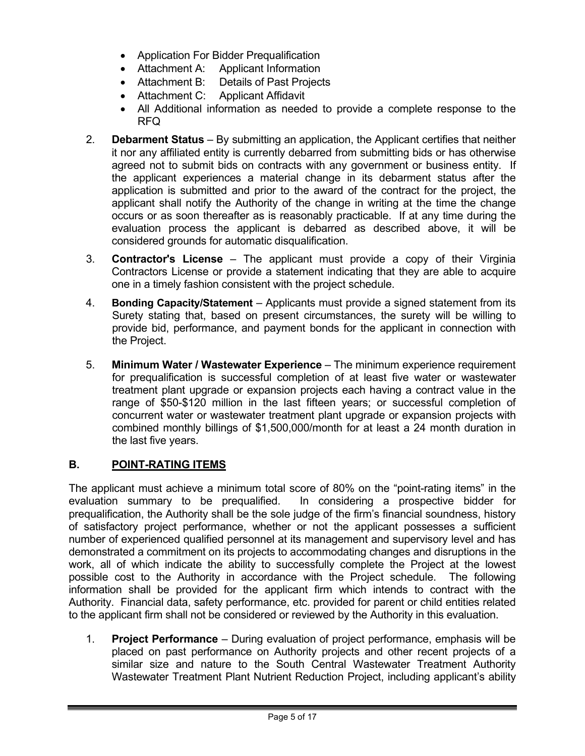- Application For Bidder Prequalification
- Attachment A: Applicant Information
- Attachment B: Details of Past Projects
- Attachment C: Applicant Affidavit
- All Additional information as needed to provide a complete response to the RFQ

2. **Debarment Status** – By submitting an application, the Applicant certifies that neither it nor any affiliated entity is currently debarred from submitting bids or has otherwise agreed not to submit bids on contracts with any government or business entity. If the applicant experiences a material change in its debarment status after the application is submitted and prior to the award of the contract for the project, the applicant shall notify the Authority of the change in writing at the time the change occurs or as soon thereafter as is reasonably practicable. If at any time during the evaluation process the applicant is debarred as described above, it will be considered grounds for automatic disqualification.

3. **Contractor's License** – The applicant must provide a copy of their Virginia Contractors License or provide a statement indicating that they are able to acquire one in a timely fashion consistent with the project schedule.

4. **Bonding Capacity/Statement** – Applicants must provide a signed statement from its Surety stating that, based on present circumstances, the surety will be willing to provide bid, performance, and payment bonds for the applicant in connection with the Project.

5. **Minimum Water / Wastewater Experience** – The minimum experience requirement for prequalification is successful completion of at least five water or wastewater treatment plant upgrade or expansion projects each having a contract value in the range of $50-$120 million in the last fifteen years; or successful completion of concurrent water or wastewater treatment plant upgrade or expansion projects with combined monthly billings of $1,500,000/month for at least a 24 month duration in the last five years.

## B. POINT-RATING ITEMS

The applicant must achieve a minimum total score of 80% on the "point-rating items" in the evaluation summary to be prequalified. In considering a prospective bidder for prequalification, the Authority shall be the sole judge of the firm's financial soundness, history of satisfactory project performance, whether or not the applicant possesses a sufficient number of experienced qualified personnel at its management and supervisory level and has demonstrated a commitment on its projects to accommodating changes and disruptions in the work, all of which indicate the ability to successfully complete the Project at the lowest possible cost to the Authority in accordance with the Project schedule. The following information shall be provided for the applicant firm which intends to contract with the Authority. Financial data, safety performance, etc. provided for parent or child entities related to the applicant firm shall not be considered or reviewed by the Authority in this evaluation.

1. **Project Performance** – During evaluation of project performance, emphasis will be placed on past performance on Authority projects and other recent projects of a similar size and nature to the South Central Wastewater Treatment Authority Wastewater Treatment Plant Nutrient Reduction Project, including applicant's ability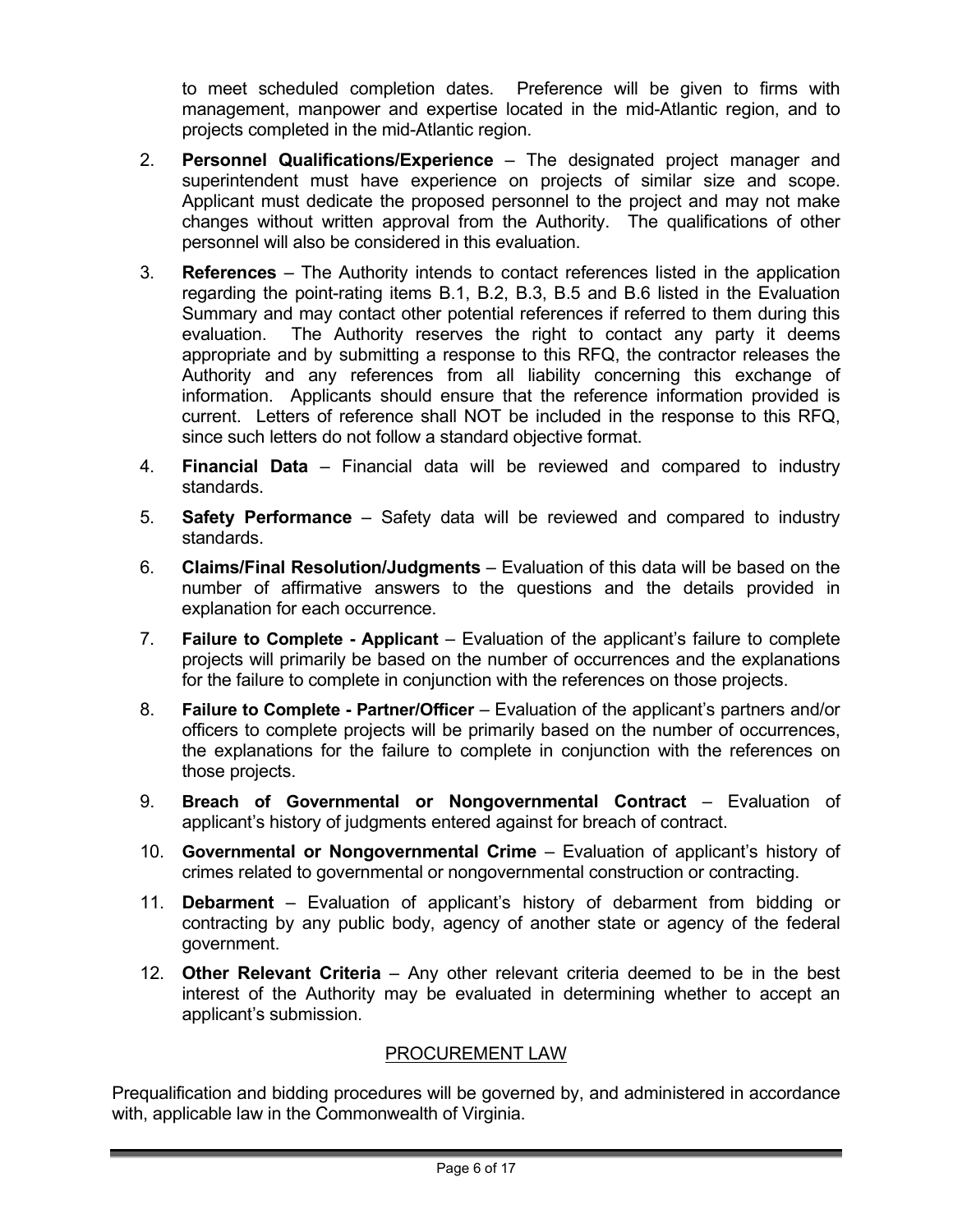to meet scheduled completion dates. Preference will be given to firms with management, manpower and expertise located in the mid-Atlantic region, and to projects completed in the mid-Atlantic region.

2. **Personnel Qualifications/Experience** – The designated project manager and superintendent must have experience on projects of similar size and scope. Applicant must dedicate the proposed personnel to the project and may not make changes without written approval from the Authority. The qualifications of other personnel will also be considered in this evaluation.

3. **References** – The Authority intends to contact references listed in the application regarding the point-rating items B.1, B.2, B.3, B.5 and B.6 listed in the Evaluation Summary and may contact other potential references if referred to them during this evaluation. The Authority reserves the right to contact any party it deems appropriate and by submitting a response to this RFQ, the contractor releases the Authority and any references from all liability concerning this exchange of information. Applicants should ensure that the reference information provided is current. Letters of reference shall NOT be included in the response to this RFQ, since such letters do not follow a standard objective format.

4. **Financial Data** – Financial data will be reviewed and compared to industry standards.

5. **Safety Performance** – Safety data will be reviewed and compared to industry standards.

6. **Claims/Final Resolution/Judgments** – Evaluation of this data will be based on the number of affirmative answers to the questions and the details provided in explanation for each occurrence.

7. **Failure to Complete - Applicant** – Evaluation of the applicant's failure to complete projects will primarily be based on the number of occurrences and the explanations for the failure to complete in conjunction with the references on those projects.

8. **Failure to Complete - Partner/Officer** – Evaluation of the applicant's partners and/or officers to complete projects will be primarily based on the number of occurrences, the explanations for the failure to complete in conjunction with the references on those projects.

9. **Breach of Governmental or Nongovernmental Contract** – Evaluation of applicant's history of judgments entered against for breach of contract.

10. **Governmental or Nongovernmental Crime** – Evaluation of applicant's history of crimes related to governmental or nongovernmental construction or contracting.

11. **Debarment** – Evaluation of applicant's history of debarment from bidding or contracting by any public body, agency of another state or agency of the federal government.

12. **Other Relevant Criteria** – Any other relevant criteria deemed to be in the best interest of the Authority may be evaluated in determining whether to accept an applicant's submission.

## PROCUREMENT LAW

Prequalification and bidding procedures will be governed by, and administered in accordance with, applicable law in the Commonwealth of Virginia.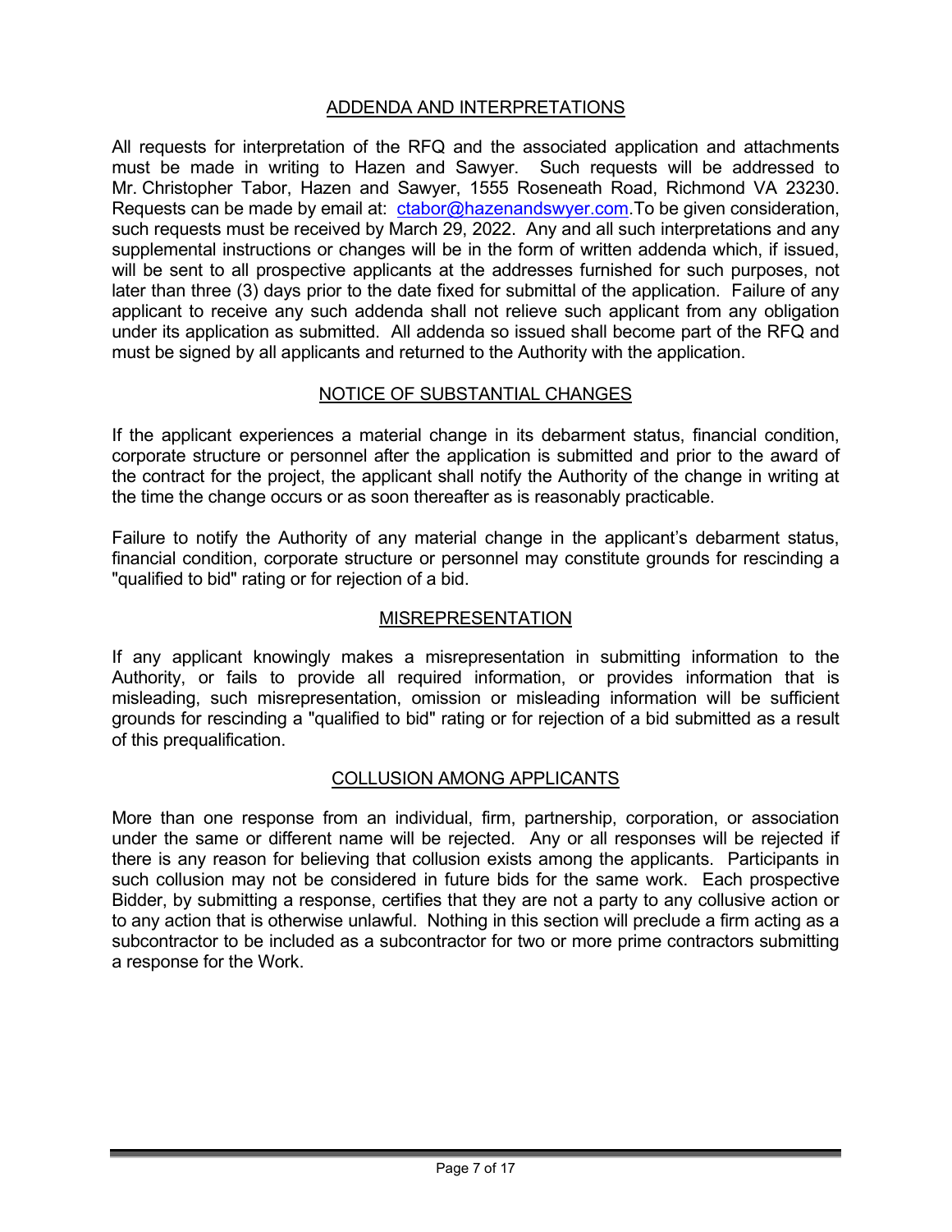## ADDENDA AND INTERPRETATIONS

All requests for interpretation of the RFQ and the associated application and attachments must be made in writing to Hazen and Sawyer. Such requests will be addressed to Mr. Christopher Tabor, Hazen and Sawyer, 1555 Roseneath Road, Richmond VA 23230. Requests can be made by email at: ctabor@hazenandswyer.com.To be given consideration, such requests must be received by March 29, 2022. Any and all such interpretations and any supplemental instructions or changes will be in the form of written addenda which, if issued, will be sent to all prospective applicants at the addresses furnished for such purposes, not later than three (3) days prior to the date fixed for submittal of the application. Failure of any applicant to receive any such addenda shall not relieve such applicant from any obligation under its application as submitted. All addenda so issued shall become part of the RFQ and must be signed by all applicants and returned to the Authority with the application.

## NOTICE OF SUBSTANTIAL CHANGES

If the applicant experiences a material change in its debarment status, financial condition, corporate structure or personnel after the application is submitted and prior to the award of the contract for the project, the applicant shall notify the Authority of the change in writing at the time the change occurs or as soon thereafter as is reasonably practicable.

Failure to notify the Authority of any material change in the applicant's debarment status, financial condition, corporate structure or personnel may constitute grounds for rescinding a "qualified to bid" rating or for rejection of a bid.

## MISREPRESENTATION

If any applicant knowingly makes a misrepresentation in submitting information to the Authority, or fails to provide all required information, or provides information that is misleading, such misrepresentation, omission or misleading information will be sufficient grounds for rescinding a "qualified to bid" rating or for rejection of a bid submitted as a result of this prequalification.

## COLLUSION AMONG APPLICANTS

More than one response from an individual, firm, partnership, corporation, or association under the same or different name will be rejected. Any or all responses will be rejected if there is any reason for believing that collusion exists among the applicants. Participants in such collusion may not be considered in future bids for the same work. Each prospective Bidder, by submitting a response, certifies that they are not a party to any collusive action or to any action that is otherwise unlawful. Nothing in this section will preclude a firm acting as a subcontractor to be included as a subcontractor for two or more prime contractors submitting a response for the Work.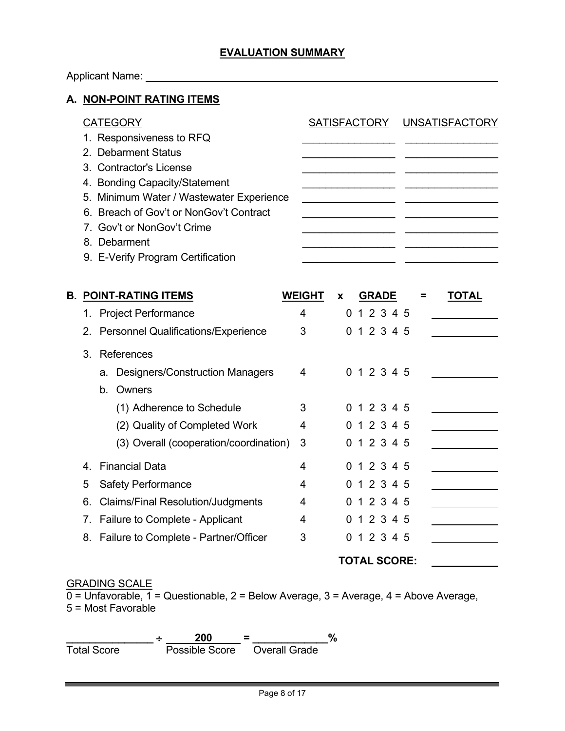# EVALUATION SUMMARY

Applicant Name: ______________________________________________

## A. NON-POINT RATING ITEMS

| CATEGORY | SATISFACTORY | UNSATISFACTORY |
|---|---|---|
| 1. Responsiveness to RFQ | ________ | ________ |
| 2. Debarment Status | ________ | ________ |
| 3. Contractor's License | ________ | ________ |
| 4. Bonding Capacity/Statement | ________ | ________ |
| 5. Minimum Water / Wastewater Experience | ________ | ________ |
| 6. Breach of Gov't or NonGov't Contract | ________ | ________ |
| 7. Gov't or NonGov't Crime | ________ | ________ |
| 8. Debarment | ________ | ________ |
| 9. E-Verify Program Certification | ________ | ________ |

## B. POINT-RATING ITEMS

| POINT-RATING ITEMS | WEIGHT | x | GRADE | = | TOTAL |
|---|---|---|---|---|---|
| 1. Project Performance | 4 | | 0 1 2 3 4 5 | | ________ |
| 2. Personnel Qualifications/Experience | 3 | | 0 1 2 3 4 5 | | ________ |
| 3. References | | | | | |
| a. Designers/Construction Managers | 4 | | 0 1 2 3 4 5 | | ________ |
| b. Owners | | | | | |
| (1) Adherence to Schedule | 3 | | 0 1 2 3 4 5 | | ________ |
| (2) Quality of Completed Work | 4 | | 0 1 2 3 4 5 | | ________ |
| (3) Overall (cooperation/coordination) | 3 | | 0 1 2 3 4 5 | | ________ |
| 4. Financial Data | 4 | | 0 1 2 3 4 5 | | ________ |
| 5 Safety Performance | 4 | | 0 1 2 3 4 5 | | ________ |
| 6. Claims/Final Resolution/Judgments | 4 | | 0 1 2 3 4 5 | | ________ |
| 7. Failure to Complete - Applicant | 4 | | 0 1 2 3 4 5 | | ________ |
| 8. Failure to Complete - Partner/Officer | 3 | | 0 1 2 3 4 5 | | ________ |
| | | | **TOTAL SCORE:** | | ________ |

GRADING SCALE

0 = Unfavorable, 1 = Questionable, 2 = Below Average, 3 = Average, 4 = Above Average, 5 = Most Favorable

________ ÷ **200** = ________ %

Total Score ÷ Possible Score = Overall Grade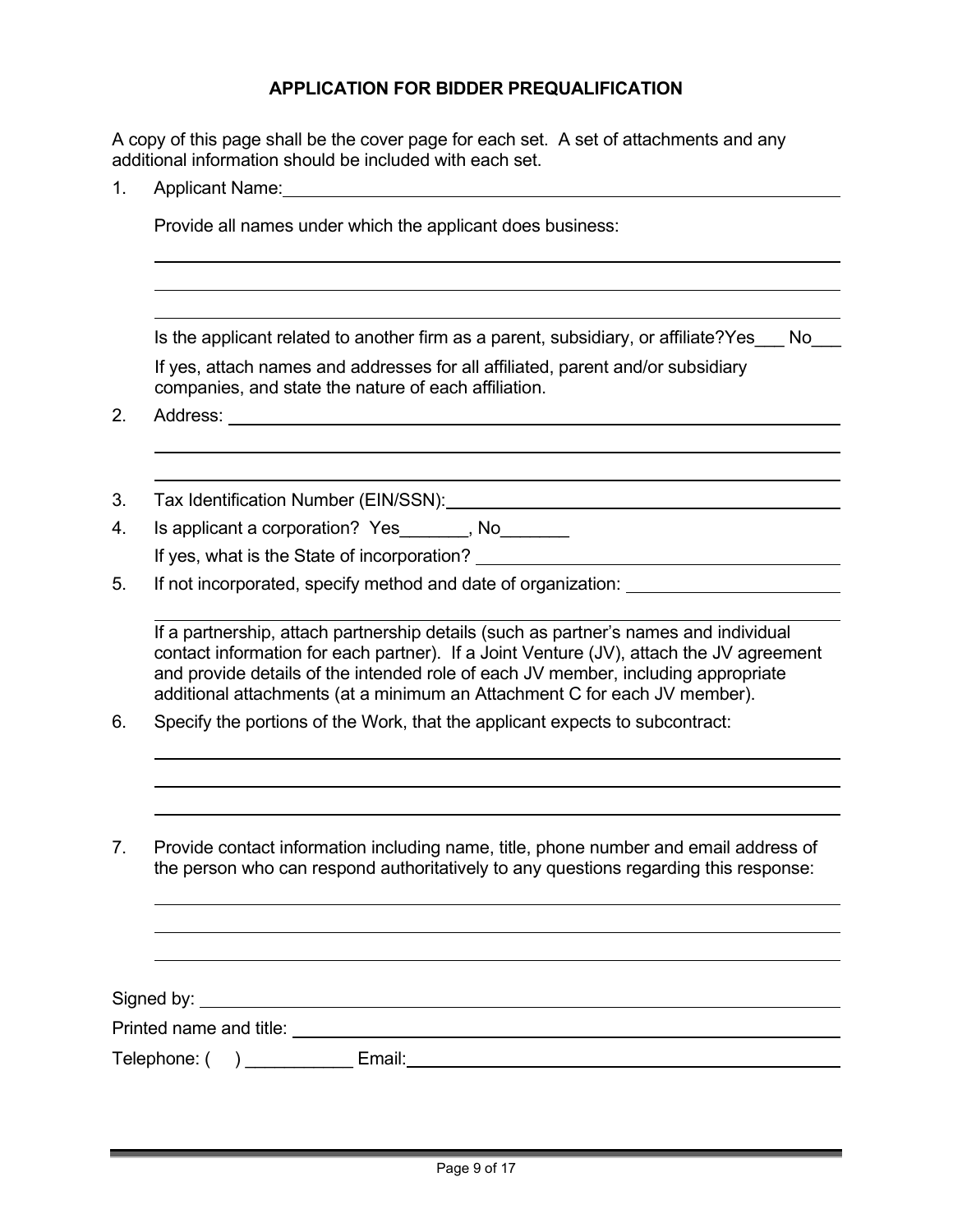## APPLICATION FOR BIDDER PREQUALIFICATION

A copy of this page shall be the cover page for each set. A set of attachments and any additional information should be included with each set.

1. Applicant Name: ____________________

   Provide all names under which the applicant does business:

   ____________________

   ____________________

   ____________________

   Is the applicant related to another firm as a parent, subsidiary, or affiliate? Yes___ No___

   If yes, attach names and addresses for all affiliated, parent and/or subsidiary companies, and state the nature of each affiliation.

2. Address: ____________________

   ____________________

   ____________________

3. Tax Identification Number (EIN/SSN): ____________________

4. Is applicant a corporation? Yes_______, No_______

   If yes, what is the State of incorporation? ____________________

5. If not incorporated, specify method and date of organization: ____________________

   ____________________

   If a partnership, attach partnership details (such as partner's names and individual contact information for each partner). If a Joint Venture (JV), attach the JV agreement and provide details of the intended role of each JV member, including appropriate additional attachments (at a minimum an Attachment C for each JV member).

6. Specify the portions of the Work, that the applicant expects to subcontract:

   ____________________

   ____________________

   ____________________

7. Provide contact information including name, title, phone number and email address of the person who can respond authoritatively to any questions regarding this response:

   ____________________

   ____________________

   ____________________

Signed by: ____________________

Printed name and title: ____________________

Telephone: ( ) ___________ Email: ____________________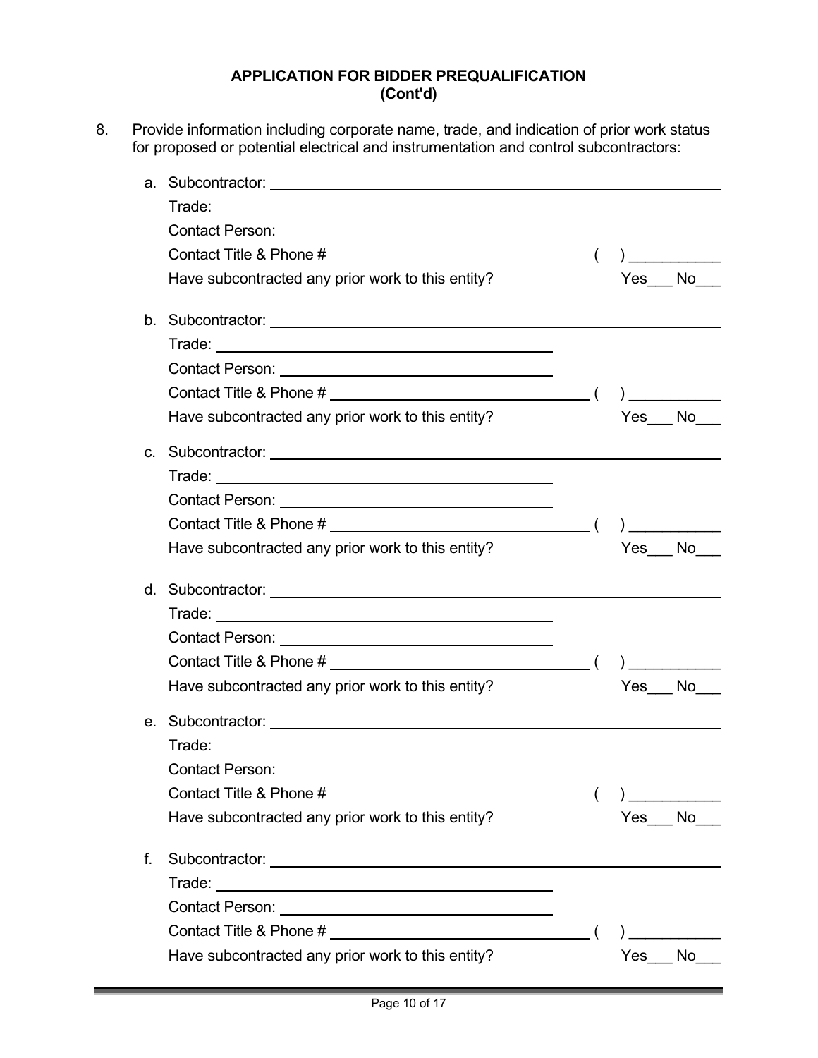**APPLICATION FOR BIDDER PREQUALIFICATION**
**(Cont'd)**

8. Provide information including corporate name, trade, and indication of prior work status for proposed or potential electrical and instrumentation and control subcontractors:

   a. Subcontractor: ______________________________
      Trade: ______________________________
      Contact Person: ______________________________
      Contact Title & Phone # ______________________________ (    ) __________
      Have subcontracted any prior work to this entity? Yes___ No___

   b. Subcontractor: ______________________________
      Trade: ______________________________
      Contact Person: ______________________________
      Contact Title & Phone # ______________________________ (    ) __________
      Have subcontracted any prior work to this entity? Yes___ No___

   c. Subcontractor: ______________________________
      Trade: ______________________________
      Contact Person: ______________________________
      Contact Title & Phone # ______________________________ (    ) __________
      Have subcontracted any prior work to this entity? Yes___ No___

   d. Subcontractor: ______________________________
      Trade: ______________________________
      Contact Person: ______________________________
      Contact Title & Phone # ______________________________ (    ) __________
      Have subcontracted any prior work to this entity? Yes___ No___

   e. Subcontractor: ______________________________
      Trade: ______________________________
      Contact Person: ______________________________
      Contact Title & Phone # ______________________________ (    ) __________
      Have subcontracted any prior work to this entity? Yes___ No___

   f. Subcontractor: ______________________________
      Trade: ______________________________
      Contact Person: ______________________________
      Contact Title & Phone # ______________________________ (    ) __________
      Have subcontracted any prior work to this entity? Yes___ No___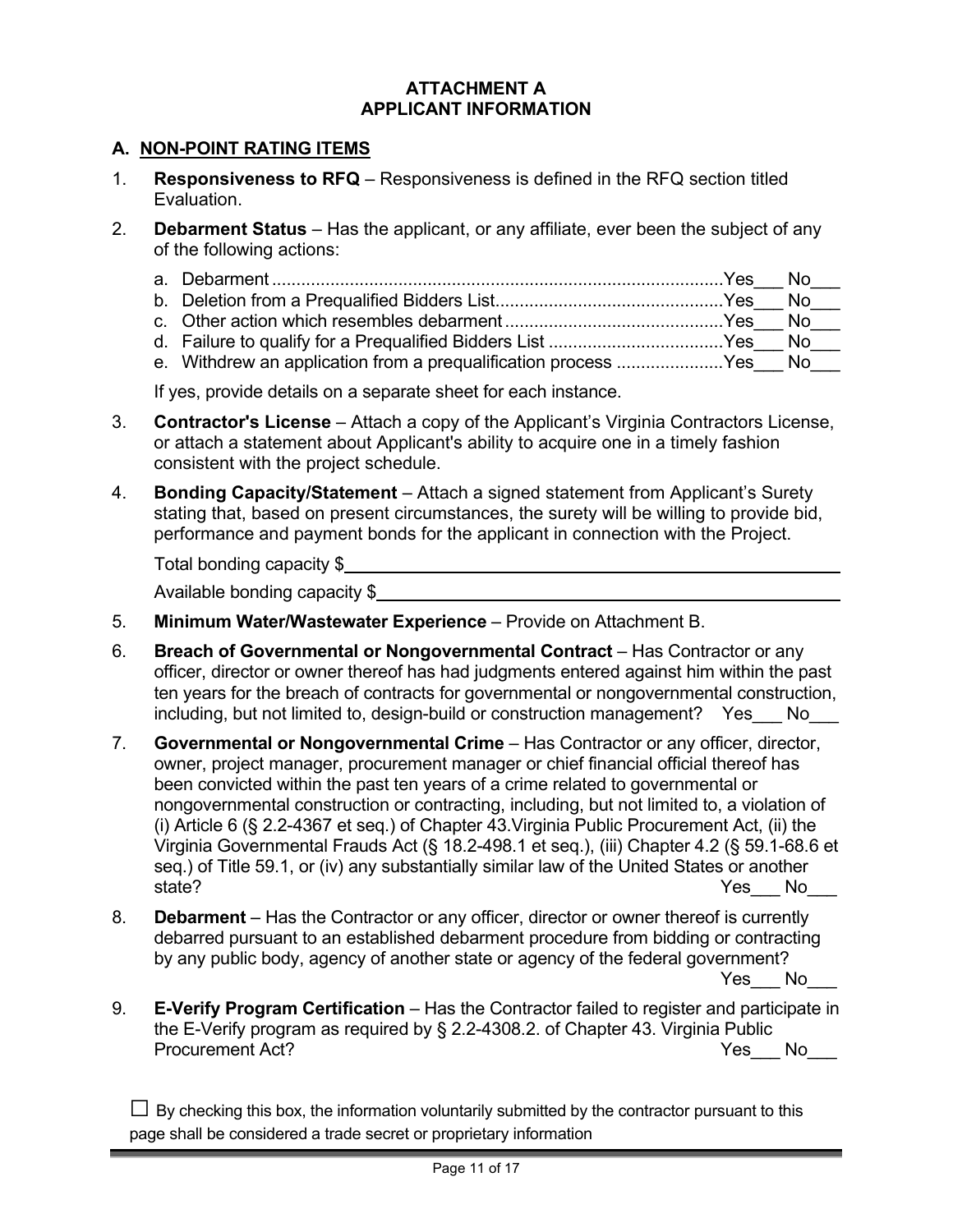# ATTACHMENT A
# APPLICANT INFORMATION

## A. NON-POINT RATING ITEMS

1. **Responsiveness to RFQ** – Responsiveness is defined in the RFQ section titled Evaluation.

2. **Debarment Status** – Has the applicant, or any affiliate, ever been the subject of any of the following actions:

   a. Debarment ............................................................................................Yes___ No___
   b. Deletion from a Prequalified Bidders List...............................................Yes___ No___
   c. Other action which resembles debarment .............................................Yes___ No___
   d. Failure to qualify for a Prequalified Bidders List ....................................Yes___ No___
   e. Withdrew an application from a prequalification process ......................Yes___ No___

   If yes, provide details on a separate sheet for each instance.

3. **Contractor's License** – Attach a copy of the Applicant's Virginia Contractors License, or attach a statement about Applicant's ability to acquire one in a timely fashion consistent with the project schedule.

4. **Bonding Capacity/Statement** – Attach a signed statement from Applicant's Surety stating that, based on present circumstances, the surety will be willing to provide bid, performance and payment bonds for the applicant in connection with the Project.

   Total bonding capacity $______________________________________________

   Available bonding capacity $___________________________________________

5. **Minimum Water/Wastewater Experience** – Provide on Attachment B.

6. **Breach of Governmental or Nongovernmental Contract** – Has Contractor or any officer, director or owner thereof has had judgments entered against him within the past ten years for the breach of contracts for governmental or nongovernmental construction, including, but not limited to, design-build or construction management? Yes___ No___

7. **Governmental or Nongovernmental Crime** – Has Contractor or any officer, director, owner, project manager, procurement manager or chief financial official thereof has been convicted within the past ten years of a crime related to governmental or nongovernmental construction or contracting, including, but not limited to, a violation of (i) Article 6 (§ 2.2-4367 et seq.) of Chapter 43.Virginia Public Procurement Act, (ii) the Virginia Governmental Frauds Act (§ 18.2-498.1 et seq.), (iii) Chapter 4.2 (§ 59.1-68.6 et seq.) of Title 59.1, or (iv) any substantially similar law of the United States or another state? Yes___ No___

8. **Debarment** – Has the Contractor or any officer, director or owner thereof is currently debarred pursuant to an established debarment procedure from bidding or contracting by any public body, agency of another state or agency of the federal government? Yes___ No___

9. **E-Verify Program Certification** – Has the Contractor failed to register and participate in the E-Verify program as required by § 2.2-4308.2. of Chapter 43. Virginia Public Procurement Act? Yes___ No___

☐ By checking this box, the information voluntarily submitted by the contractor pursuant to this page shall be considered a trade secret or proprietary information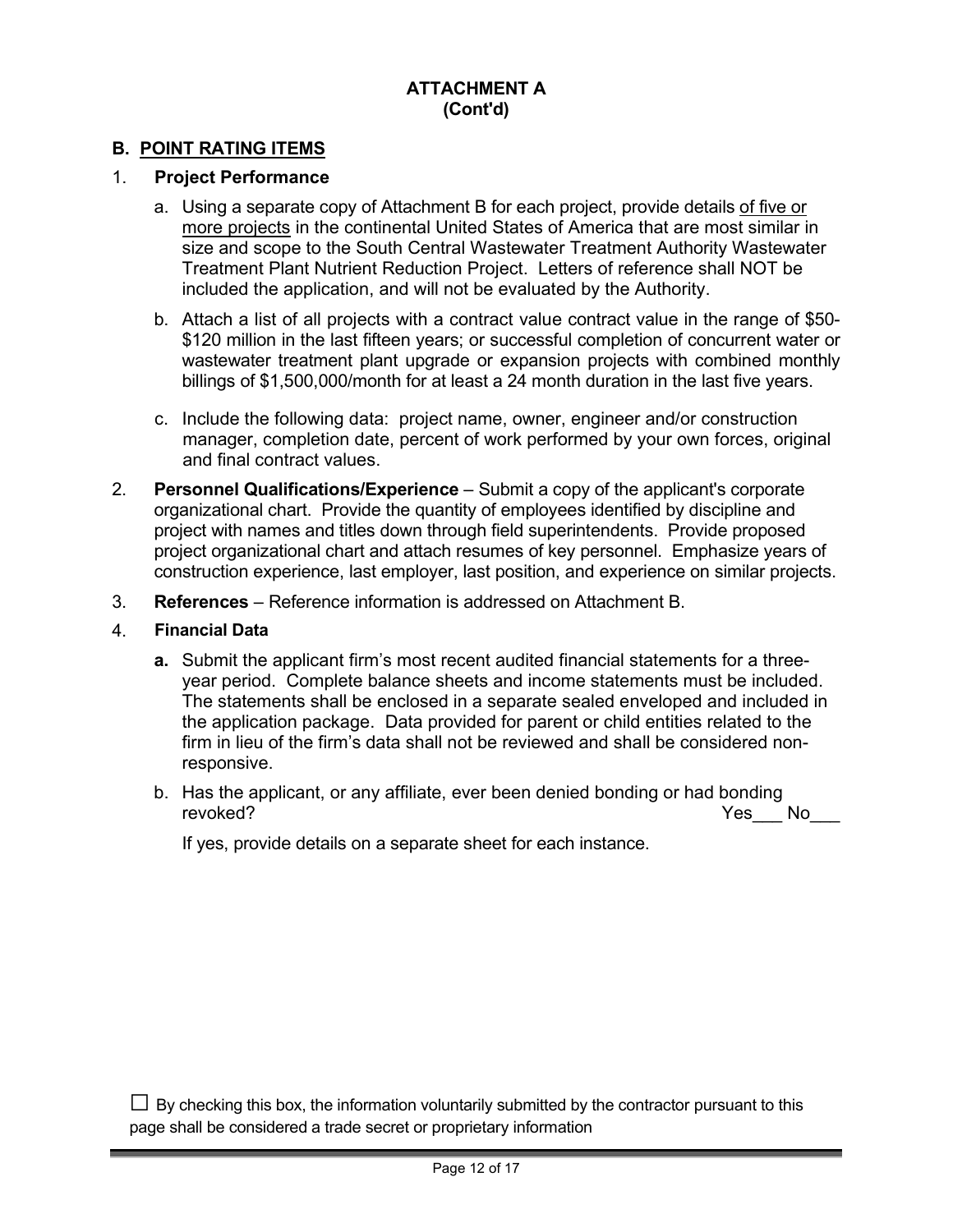**ATTACHMENT A**
**(Cont'd)**

## B. POINT RATING ITEMS

1. **Project Performance**

   a. Using a separate copy of Attachment B for each project, provide details of five or more projects in the continental United States of America that are most similar in size and scope to the South Central Wastewater Treatment Authority Wastewater Treatment Plant Nutrient Reduction Project. Letters of reference shall NOT be included the application, and will not be evaluated by the Authority.

   b. Attach a list of all projects with a contract value contract value in the range of $50-$120 million in the last fifteen years; or successful completion of concurrent water or wastewater treatment plant upgrade or expansion projects with combined monthly billings of $1,500,000/month for at least a 24 month duration in the last five years.

   c. Include the following data: project name, owner, engineer and/or construction manager, completion date, percent of work performed by your own forces, original and final contract values.

2. **Personnel Qualifications/Experience** – Submit a copy of the applicant's corporate organizational chart. Provide the quantity of employees identified by discipline and project with names and titles down through field superintendents. Provide proposed project organizational chart and attach resumes of key personnel. Emphasize years of construction experience, last employer, last position, and experience on similar projects.

3. **References** – Reference information is addressed on Attachment B.

4. **Financial Data**

   **a.** Submit the applicant firm's most recent audited financial statements for a three-year period. Complete balance sheets and income statements must be included. The statements shall be enclosed in a separate sealed enveloped and included in the application package. Data provided for parent or child entities related to the firm in lieu of the firm's data shall not be reviewed and shall be considered non-responsive.

   b. Has the applicant, or any affiliate, ever been denied bonding or had bonding revoked? Yes___ No___

   If yes, provide details on a separate sheet for each instance.

☐ By checking this box, the information voluntarily submitted by the contractor pursuant to this page shall be considered a trade secret or proprietary information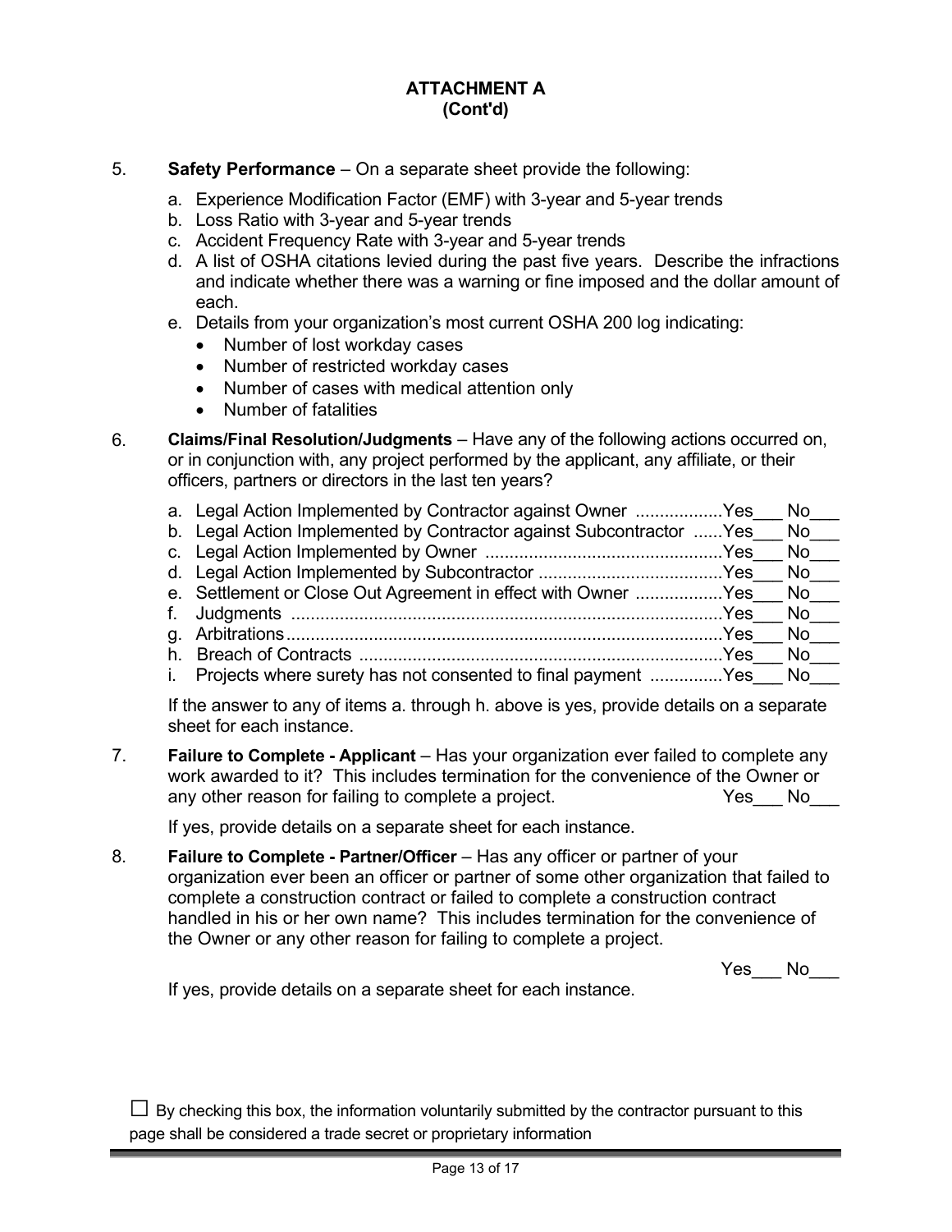**ATTACHMENT A**
**(Cont'd)**

5. **Safety Performance** – On a separate sheet provide the following:

   a. Experience Modification Factor (EMF) with 3-year and 5-year trends
   b. Loss Ratio with 3-year and 5-year trends
   c. Accident Frequency Rate with 3-year and 5-year trends
   d. A list of OSHA citations levied during the past five years. Describe the infractions and indicate whether there was a warning or fine imposed and the dollar amount of each.
   e. Details from your organization's most current OSHA 200 log indicating:
      - Number of lost workday cases
      - Number of restricted workday cases
      - Number of cases with medical attention only
      - Number of fatalities

6. **Claims/Final Resolution/Judgments** – Have any of the following actions occurred on, or in conjunction with, any project performed by the applicant, any affiliate, or their officers, partners or directors in the last ten years?

   a. Legal Action Implemented by Contractor against Owner .................Yes___ No___
   b. Legal Action Implemented by Contractor against Subcontractor ......Yes___ No___
   c. Legal Action Implemented by Owner ................................................Yes___ No___
   d. Legal Action Implemented by Subcontractor .....................................Yes___ No___
   e. Settlement or Close Out Agreement in effect with Owner .................Yes___ No___
   f. Judgments ........................................................................................Yes___ No___
   g. Arbitrations........................................................................................Yes___ No___
   h. Breach of Contracts ..........................................................................Yes___ No___
   i. Projects where surety has not consented to final payment ..............Yes___ No___

   If the answer to any of items a. through h. above is yes, provide details on a separate sheet for each instance.

7. **Failure to Complete - Applicant** – Has your organization ever failed to complete any work awarded to it? This includes termination for the convenience of the Owner or any other reason for failing to complete a project. Yes___ No___

   If yes, provide details on a separate sheet for each instance.

8. **Failure to Complete - Partner/Officer** – Has any officer or partner of your organization ever been an officer or partner of some other organization that failed to complete a construction contract or failed to complete a construction contract handled in his or her own name? This includes termination for the convenience of the Owner or any other reason for failing to complete a project.

   Yes___ No___

   If yes, provide details on a separate sheet for each instance.

☐ By checking this box, the information voluntarily submitted by the contractor pursuant to this page shall be considered a trade secret or proprietary information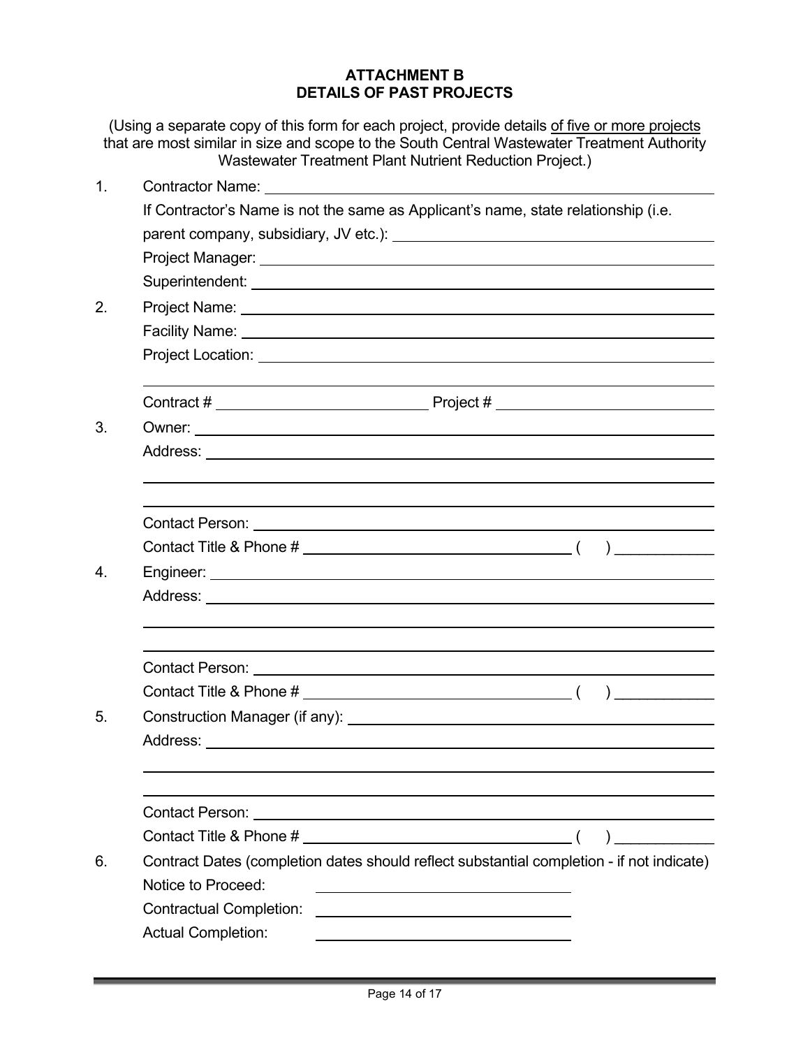# ATTACHMENT B
# DETAILS OF PAST PROJECTS

(Using a separate copy of this form for each project, provide details <u>of five or more projects</u> that are most similar in size and scope to the South Central Wastewater Treatment Authority Wastewater Treatment Plant Nutrient Reduction Project.)

1. Contractor Name: \_\_\_\_\_\_\_\_\_\_\_\_\_\_\_\_\_\_\_\_\_\_\_\_\_\_\_\_\_\_\_\_\_\_\_\_\_\_\_\_

   If Contractor's Name is not the same as Applicant's name, state relationship (i.e. parent company, subsidiary, JV etc.): \_\_\_\_\_\_\_\_\_\_\_\_\_\_\_\_\_\_\_\_\_\_\_\_\_\_\_\_

   Project Manager: \_\_\_\_\_\_\_\_\_\_\_\_\_\_\_\_\_\_\_\_\_\_\_\_\_\_\_\_\_\_\_\_\_\_\_\_\_\_\_\_

   Superintendent: \_\_\_\_\_\_\_\_\_\_\_\_\_\_\_\_\_\_\_\_\_\_\_\_\_\_\_\_\_\_\_\_\_\_\_\_\_\_\_\_

2. Project Name: \_\_\_\_\_\_\_\_\_\_\_\_\_\_\_\_\_\_\_\_\_\_\_\_\_\_\_\_\_\_\_\_\_\_\_\_\_\_\_\_

   Facility Name: \_\_\_\_\_\_\_\_\_\_\_\_\_\_\_\_\_\_\_\_\_\_\_\_\_\_\_\_\_\_\_\_\_\_\_\_\_\_\_\_

   Project Location: \_\_\_\_\_\_\_\_\_\_\_\_\_\_\_\_\_\_\_\_\_\_\_\_\_\_\_\_\_\_\_\_\_\_\_\_\_\_\_\_

   \_\_\_\_\_\_\_\_\_\_\_\_\_\_\_\_\_\_\_\_\_\_\_\_\_\_\_\_\_\_\_\_\_\_\_\_\_\_\_\_\_\_\_\_\_\_\_\_\_\_\_\_

   Contract # \_\_\_\_\_\_\_\_\_\_\_\_\_\_\_\_\_\_\_\_ Project # \_\_\_\_\_\_\_\_\_\_\_\_\_\_\_\_\_\_\_\_

3. Owner: \_\_\_\_\_\_\_\_\_\_\_\_\_\_\_\_\_\_\_\_\_\_\_\_\_\_\_\_\_\_\_\_\_\_\_\_\_\_\_\_

   Address: \_\_\_\_\_\_\_\_\_\_\_\_\_\_\_\_\_\_\_\_\_\_\_\_\_\_\_\_\_\_\_\_\_\_\_\_\_\_\_\_

   \_\_\_\_\_\_\_\_\_\_\_\_\_\_\_\_\_\_\_\_\_\_\_\_\_\_\_\_\_\_\_\_\_\_\_\_\_\_\_\_\_\_\_\_\_\_\_\_\_\_\_\_

   \_\_\_\_\_\_\_\_\_\_\_\_\_\_\_\_\_\_\_\_\_\_\_\_\_\_\_\_\_\_\_\_\_\_\_\_\_\_\_\_\_\_\_\_\_\_\_\_\_\_\_\_

   Contact Person: \_\_\_\_\_\_\_\_\_\_\_\_\_\_\_\_\_\_\_\_\_\_\_\_\_\_\_\_\_\_\_\_\_\_\_\_\_\_\_\_

   Contact Title & Phone # \_\_\_\_\_\_\_\_\_\_\_\_\_\_\_\_\_\_\_\_\_\_\_\_ (    ) \_\_\_\_\_\_\_\_\_\_

4. Engineer: \_\_\_\_\_\_\_\_\_\_\_\_\_\_\_\_\_\_\_\_\_\_\_\_\_\_\_\_\_\_\_\_\_\_\_\_\_\_\_\_

   Address: \_\_\_\_\_\_\_\_\_\_\_\_\_\_\_\_\_\_\_\_\_\_\_\_\_\_\_\_\_\_\_\_\_\_\_\_\_\_\_\_

   \_\_\_\_\_\_\_\_\_\_\_\_\_\_\_\_\_\_\_\_\_\_\_\_\_\_\_\_\_\_\_\_\_\_\_\_\_\_\_\_\_\_\_\_\_\_\_\_\_\_\_\_

   \_\_\_\_\_\_\_\_\_\_\_\_\_\_\_\_\_\_\_\_\_\_\_\_\_\_\_\_\_\_\_\_\_\_\_\_\_\_\_\_\_\_\_\_\_\_\_\_\_\_\_\_

   Contact Person: \_\_\_\_\_\_\_\_\_\_\_\_\_\_\_\_\_\_\_\_\_\_\_\_\_\_\_\_\_\_\_\_\_\_\_\_\_\_\_\_

   Contact Title & Phone # \_\_\_\_\_\_\_\_\_\_\_\_\_\_\_\_\_\_\_\_\_\_\_\_ (    ) \_\_\_\_\_\_\_\_\_\_

5. Construction Manager (if any): \_\_\_\_\_\_\_\_\_\_\_\_\_\_\_\_\_\_\_\_\_\_\_\_\_\_\_\_\_\_

   Address: \_\_\_\_\_\_\_\_\_\_\_\_\_\_\_\_\_\_\_\_\_\_\_\_\_\_\_\_\_\_\_\_\_\_\_\_\_\_\_\_

   \_\_\_\_\_\_\_\_\_\_\_\_\_\_\_\_\_\_\_\_\_\_\_\_\_\_\_\_\_\_\_\_\_\_\_\_\_\_\_\_\_\_\_\_\_\_\_\_\_\_\_\_

   \_\_\_\_\_\_\_\_\_\_\_\_\_\_\_\_\_\_\_\_\_\_\_\_\_\_\_\_\_\_\_\_\_\_\_\_\_\_\_\_\_\_\_\_\_\_\_\_\_\_\_\_

   Contact Person: \_\_\_\_\_\_\_\_\_\_\_\_\_\_\_\_\_\_\_\_\_\_\_\_\_\_\_\_\_\_\_\_\_\_\_\_\_\_\_\_

   Contact Title & Phone # \_\_\_\_\_\_\_\_\_\_\_\_\_\_\_\_\_\_\_\_\_\_\_\_ (    ) \_\_\_\_\_\_\_\_\_\_

6. Contract Dates (completion dates should reflect substantial completion - if not indicate)

   Notice to Proceed: \_\_\_\_\_\_\_\_\_\_\_\_\_\_\_\_\_\_\_\_

   Contractual Completion: \_\_\_\_\_\_\_\_\_\_\_\_\_\_\_\_\_\_\_\_

   Actual Completion: \_\_\_\_\_\_\_\_\_\_\_\_\_\_\_\_\_\_\_\_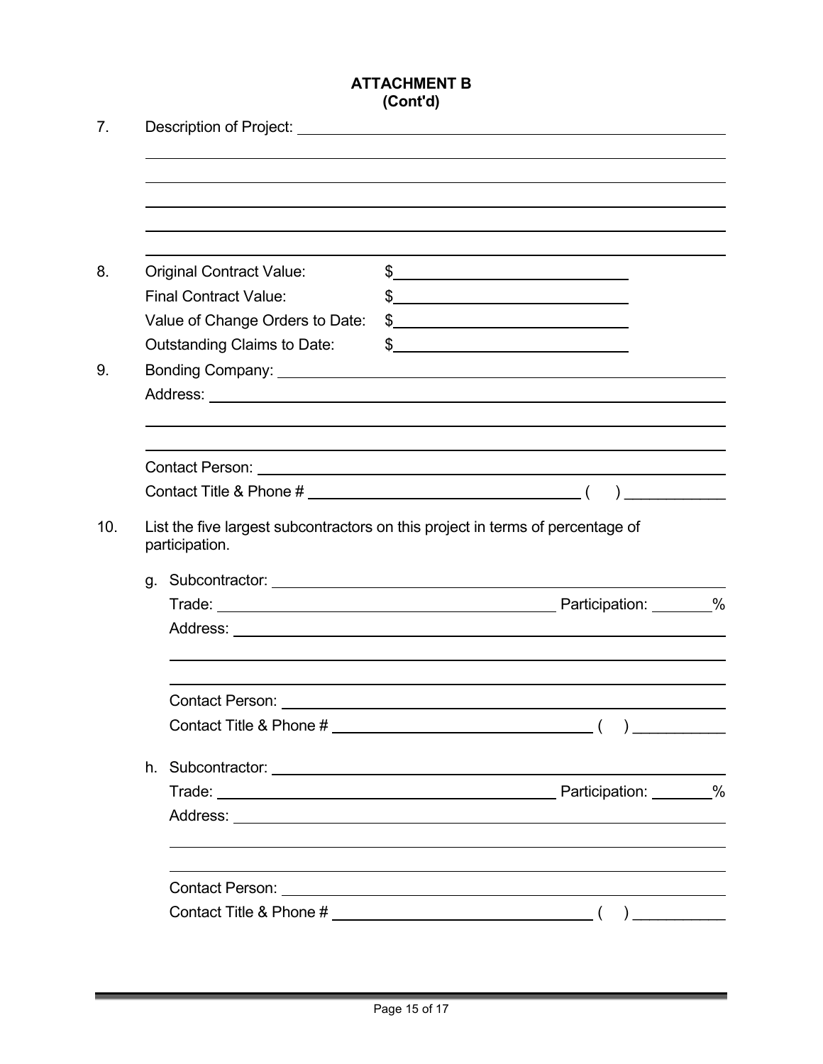**ATTACHMENT B**
**(Cont'd)**

7. Description of Project: ______________________________________________

______________________________________________________________________

______________________________________________________________________

______________________________________________________________________

______________________________________________________________________

______________________________________________________________________

8. Original Contract Value: $______________________

   Final Contract Value: $______________________

   Value of Change Orders to Date: $______________________

   Outstanding Claims to Date: $______________________

9. Bonding Company: ______________________________________________

   Address: ______________________________________________

   ______________________________________________________________________

   ______________________________________________________________________

   Contact Person: ______________________________________________

   Contact Title & Phone # ______________________ (    ) __________

10. List the five largest subcontractors on this project in terms of percentage of participation.

    g. Subcontractor: ______________________________________________

       Trade: ______________________________ Participation: _______%

       Address: ______________________________________________

       ______________________________________________________________________

       ______________________________________________________________________

       Contact Person: ______________________________________________

       Contact Title & Phone # ______________________ (    ) __________

    h. Subcontractor: ______________________________________________

       Trade: ______________________________ Participation: _______%

       Address: ______________________________________________

       ______________________________________________________________________

       ______________________________________________________________________

       Contact Person: ______________________________________________

       Contact Title & Phone # ______________________ (    ) __________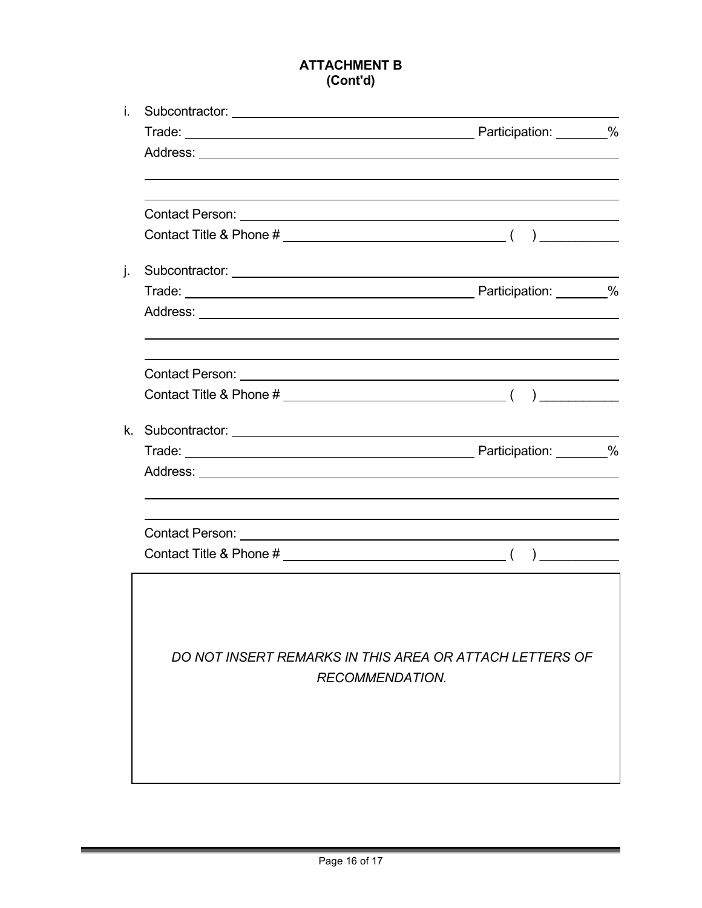**ATTACHMENT B**
**(Cont'd)**

i. Subcontractor: ______________________________________________

Trade: ______________________________ Participation: _______%

Address: ______________________________________________

______________________________________________

______________________________________________

Contact Person: ______________________________________________

Contact Title & Phone # ______________________ ( ) __________

j. Subcontractor: ______________________________________________

Trade: ______________________________ Participation: _______%

Address: ______________________________________________

______________________________________________

______________________________________________

Contact Person: ______________________________________________

Contact Title & Phone # ______________________ ( ) __________

k. Subcontractor: ______________________________________________

Trade: ______________________________ Participation: _______%

Address: ______________________________________________

______________________________________________

______________________________________________

Contact Person: ______________________________________________

Contact Title & Phone # ______________________ ( ) __________

*DO NOT INSERT REMARKS IN THIS AREA OR ATTACH LETTERS OF RECOMMENDATION.*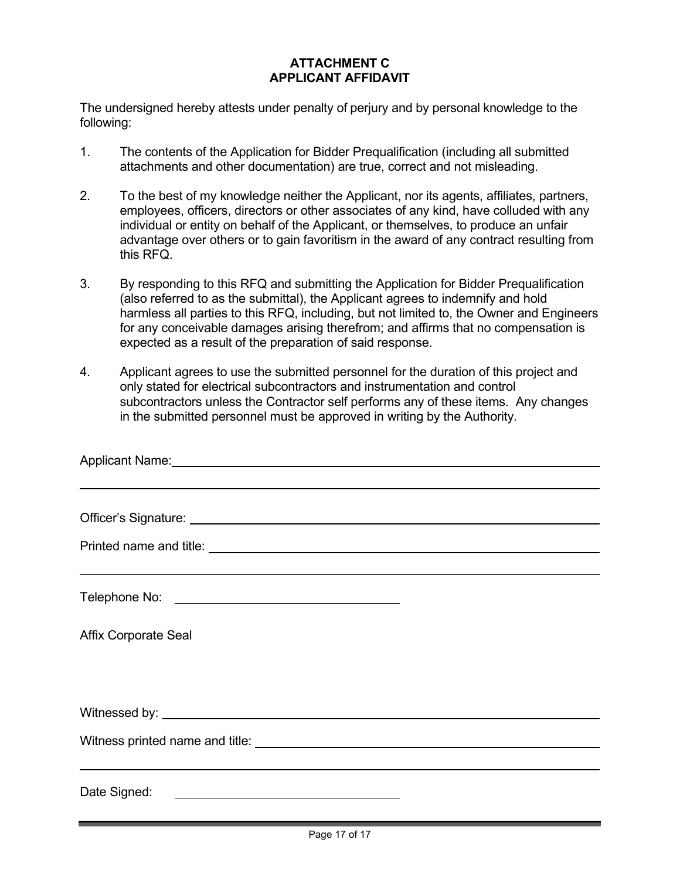**ATTACHMENT C**
**APPLICANT AFFIDAVIT**

The undersigned hereby attests under penalty of perjury and by personal knowledge to the following:

1. The contents of the Application for Bidder Prequalification (including all submitted attachments and other documentation) are true, correct and not misleading.

2. To the best of my knowledge neither the Applicant, nor its agents, affiliates, partners, employees, officers, directors or other associates of any kind, have colluded with any individual or entity on behalf of the Applicant, or themselves, to produce an unfair advantage over others or to gain favoritism in the award of any contract resulting from this RFQ.

3. By responding to this RFQ and submitting the Application for Bidder Prequalification (also referred to as the submittal), the Applicant agrees to indemnify and hold harmless all parties to this RFQ, including, but not limited to, the Owner and Engineers for any conceivable damages arising therefrom; and affirms that no compensation is expected as a result of the preparation of said response.

4. Applicant agrees to use the submitted personnel for the duration of this project and only stated for electrical subcontractors and instrumentation and control subcontractors unless the Contractor self performs any of these items. Any changes in the submitted personnel must be approved in writing by the Authority.

Applicant Name: ______________________________________________

______________________________________________

Officer's Signature: ______________________________________________

Printed name and title: ______________________________________________

______________________________________________

Telephone No: ______________________

Affix Corporate Seal

Witnessed by: ______________________________________________

Witness printed name and title: ______________________________________________

______________________________________________

Date Signed: ______________________